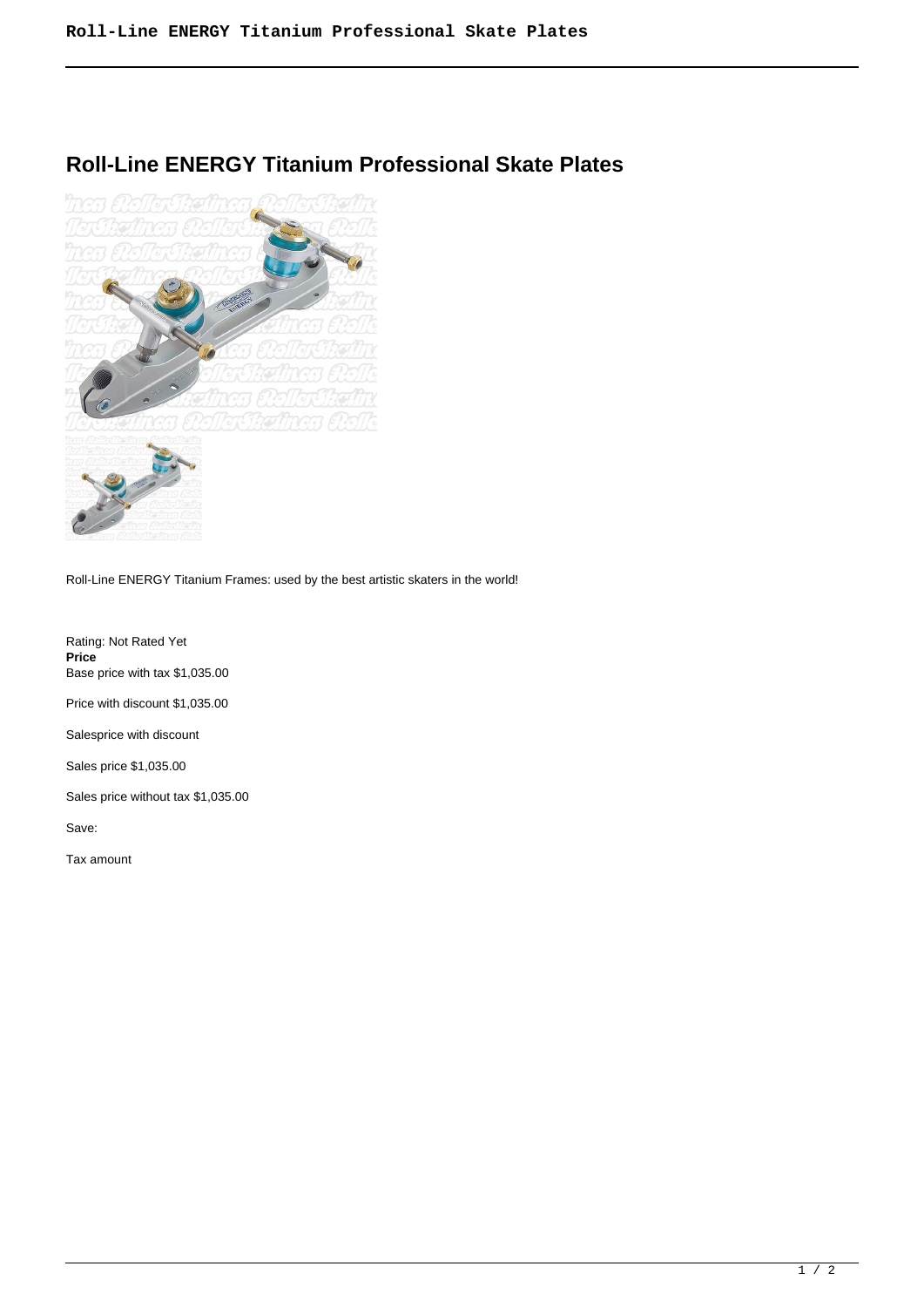# Roll-Line ENERGY Titanium Professional Skate Plates

Roll-Line ENERGY Titanium Frames: used by the best artistic skaters in the world!

Rating: Not Rated Yet
**Price**
Base price with tax $1,035.00

Price with discount $1,035.00

Salesprice with discount

Sales price $1,035.00

Sales price without tax $1,035.00

Save:

Tax amount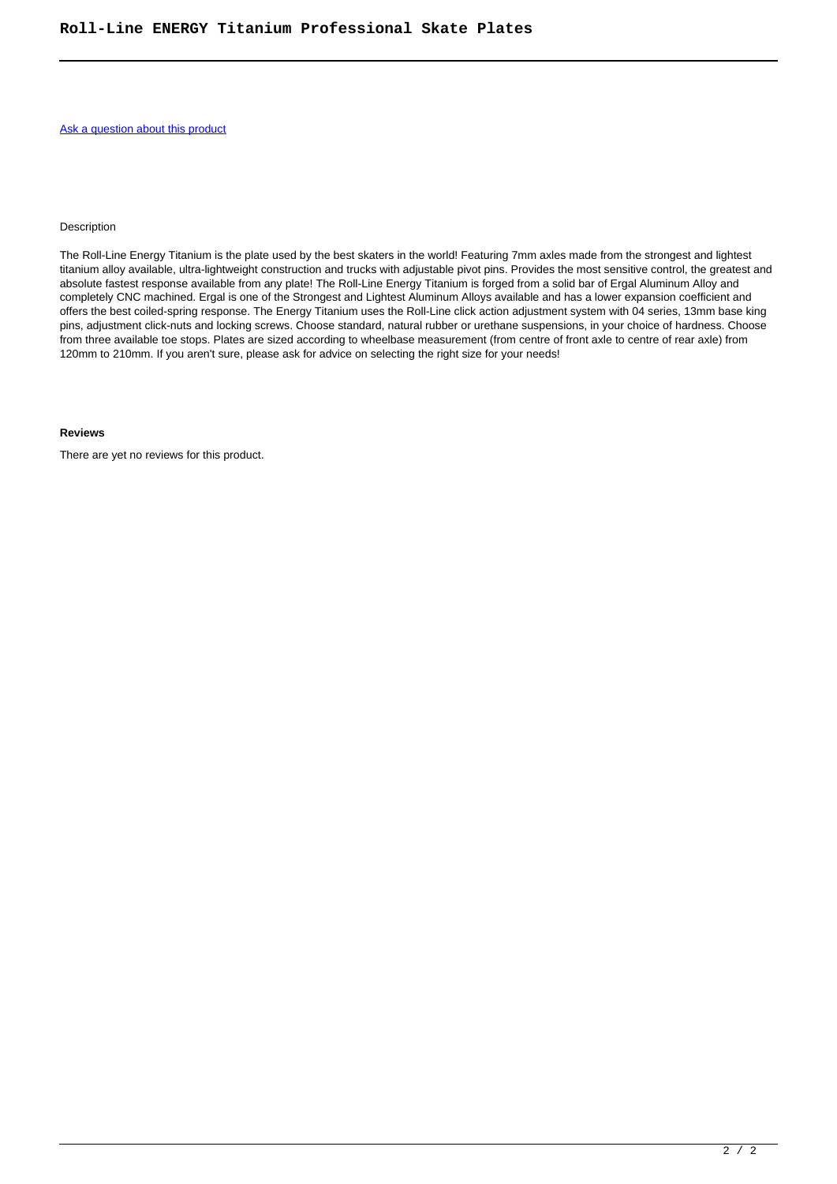# Roll-Line ENERGY Titanium Professional Skate Plates

[Ask a question about this product]

Description

The Roll-Line Energy Titanium is the plate used by the best skaters in the world! Featuring 7mm axles made from the strongest and lightest titanium alloy available, ultra-lightweight construction and trucks with adjustable pivot pins. Provides the most sensitive control, the greatest and absolute fastest response available from any plate! The Roll-Line Energy Titanium is forged from a solid bar of Ergal Aluminum Alloy and completely CNC machined. Ergal is one of the Strongest and Lightest Aluminum Alloys available and has a lower expansion coefficient and offers the best coiled-spring response. The Energy Titanium uses the Roll-Line click action adjustment system with 04 series, 13mm base king pins, adjustment click-nuts and locking screws. Choose standard, natural rubber or urethane suspensions, in your choice of hardness. Choose from three available toe stops. Plates are sized according to wheelbase measurement (from centre of front axle to centre of rear axle) from 120mm to 210mm. If you aren't sure, please ask for advice on selecting the right size for your needs!

**Reviews**

There are yet no reviews for this product.